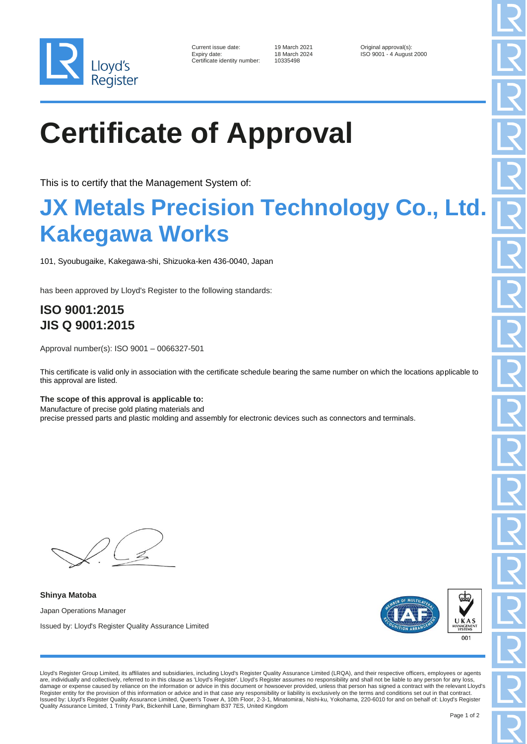Lloyd's Register

Current issue date: 19 March 2021
Expiry date: 18 March 2024
Certificate identity number: 10335498

Original approval(s):
ISO 9001 - 4 August 2000

# Certificate of Approval

This is to certify that the Management System of:

## JX Metals Precision Technology Co., Ltd. Kakegawa Works

101, Syoubugaike, Kakegawa-shi, Shizuoka-ken 436-0040, Japan

has been approved by Lloyd's Register to the following standards:

### ISO 9001:2015
### JIS Q 9001:2015

Approval number(s): ISO 9001 – 0066327-501

This certificate is valid only in association with the certificate schedule bearing the same number on which the locations applicable to this approval are listed.

**The scope of this approval is applicable to:**
Manufacture of precise gold plating materials and
precise pressed parts and plastic molding and assembly for electronic devices such as connectors and terminals.

**Shinya Matoba**

Japan Operations Manager

Issued by: Lloyd's Register Quality Assurance Limited

UKAS MANAGEMENT SYSTEMS 001

Lloyd's Register Group Limited, its affiliates and subsidiaries, including Lloyd's Register Quality Assurance Limited (LRQA), and their respective officers, employees or agents are, individually and collectively, referred to in this clause as 'Lloyd's Register'. Lloyd's Register assumes no responsibility and shall not be liable to any person for any loss, damage or expense caused by reliance on the information or advice in this document or howsoever provided, unless that person has signed a contract with the relevant Lloyd's Register entity for the provision of this information or advice and in that case any responsibility or liability is exclusively on the terms and conditions set out in that contract.
Issued by: Lloyd's Register Quality Assurance Limited, Queen's Tower A, 10th Floor, 2-3-1, Minatomirai, Nishi-ku, Yokohama, 220-6010 for and on behalf of: Lloyd's Register Quality Assurance Limited, 1 Trinity Park, Bickenhill Lane, Birmingham B37 7ES, United Kingdom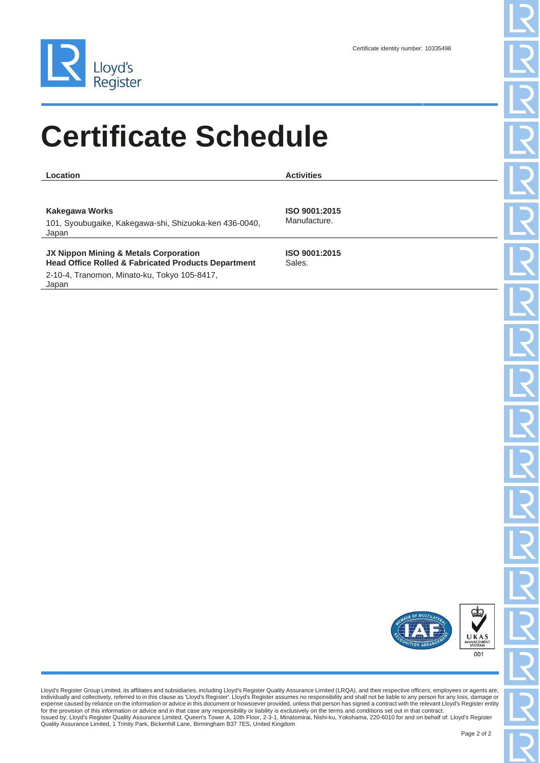Certificate identity number: 10335498

# Certificate Schedule

| Location | Activities |
| --- | --- |
| **Kakegawa Works**<br>101, Syoubugaike, Kakegawa-shi, Shizuoka-ken 436-0040, Japan | **ISO 9001:2015**<br>Manufacture. |
| **JX Nippon Mining & Metals Corporation**<br>**Head Office Rolled & Fabricated Products Department**<br>2-10-4, Tranomon, Minato-ku, Tokyo 105-8417, Japan | **ISO 9001:2015**<br>Sales. |

Lloyd's Register Group Limited, its affiliates and subsidiaries, including Lloyd's Register Quality Assurance Limited (LRQA), and their respective officers, employees or agents are, individually and collectively, referred to in this clause as 'Lloyd's Register'. Lloyd's Register assumes no responsibility and shall not be liable to any person for any loss, damage or expense caused by reliance on the information or advice in this document or howsoever provided, unless that person has signed a contract with the relevant Lloyd's Register entity for the provision of this information or advice and in that case any responsibility or liability is exclusively on the terms and conditions set out in that contract.
Issued by: Lloyd's Register Quality Assurance Limited, Queen's Tower A, 10th Floor, 2-3-1, Minatomirai, Nishi-ku, Yokohama, 220-6010 for and on behalf of: Lloyd's Register Quality Assurance Limited, 1 Trinity Park, Bickenhill Lane, Birmingham B37 7ES, United Kingdom